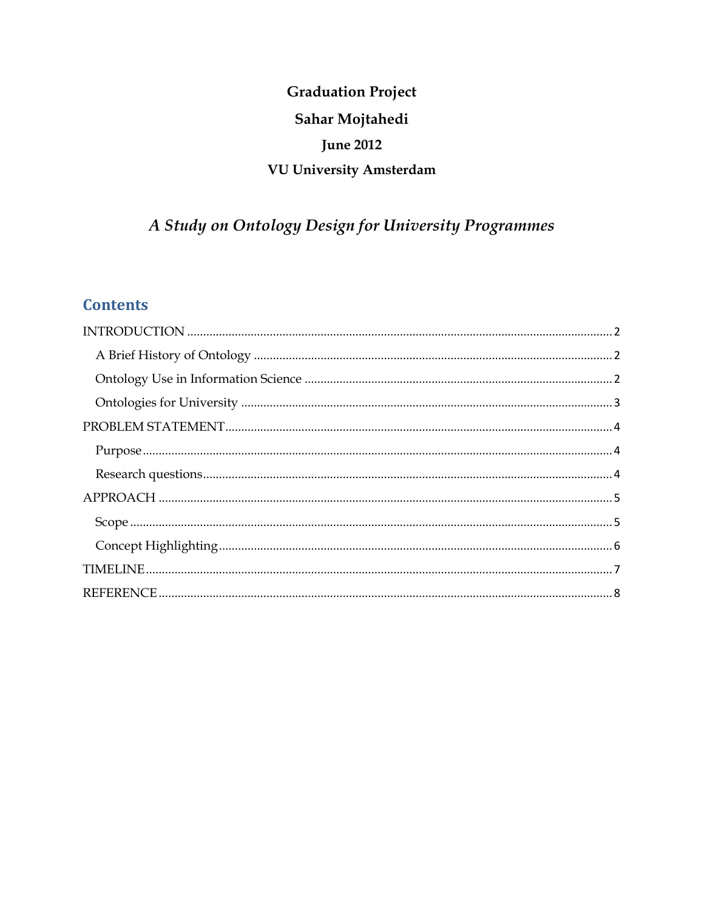**Graduation Project**

**Sahar Mojtahedi**

**June 2012**

**VU University Amsterdam**

*A Study on Ontology Design for University Programmes*

## Contents

INTRODUCTION ..... 2

- A Brief History of Ontology ..... 2
- Ontology Use in Information Science ..... 2
- Ontologies for University ..... 3

PROBLEM STATEMENT ..... 4

- Purpose ..... 4
- Research questions ..... 4

APPROACH ..... 5

- Scope ..... 5
- Concept Highlighting ..... 6

TIMELINE ..... 7

REFERENCE ..... 8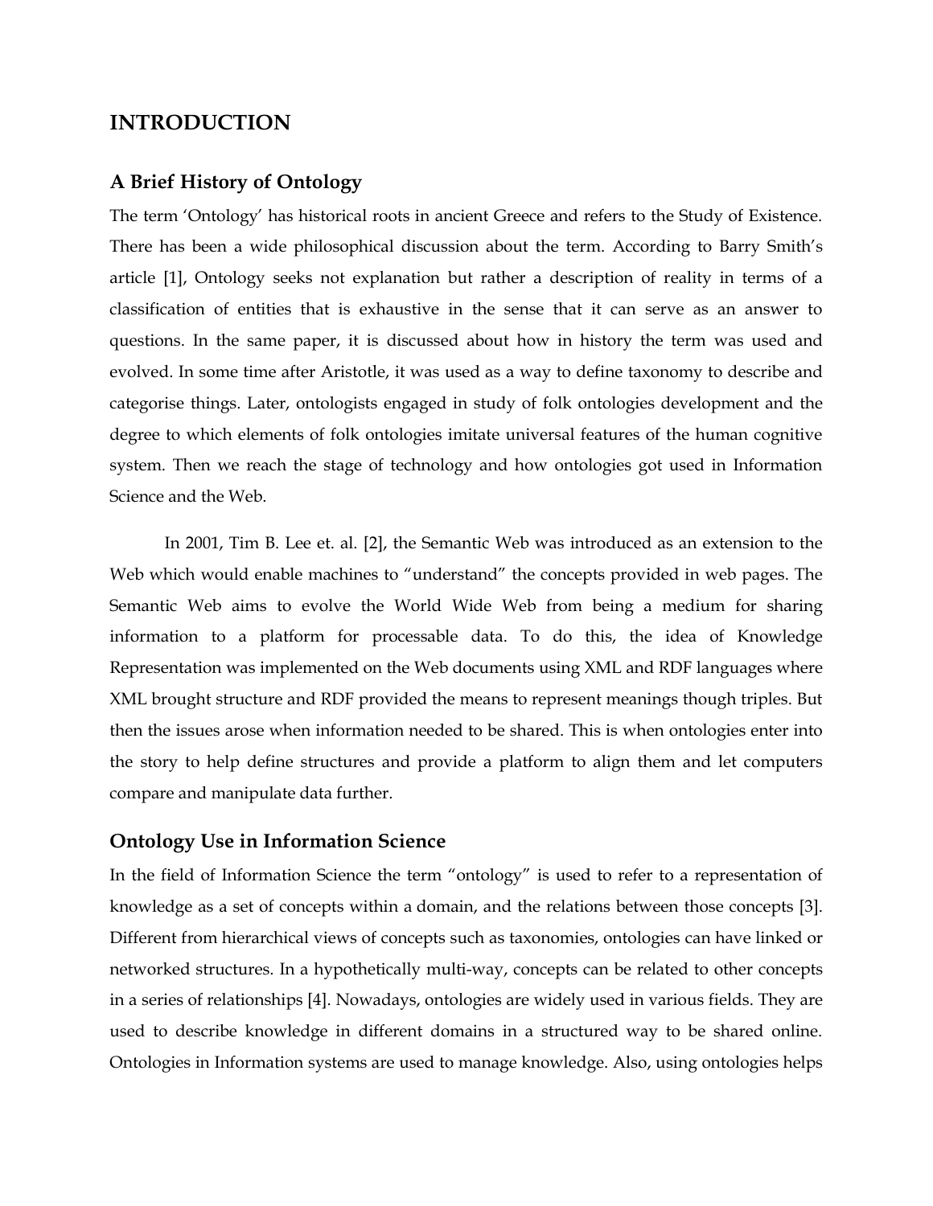# INTRODUCTION

## A Brief History of Ontology

The term 'Ontology' has historical roots in ancient Greece and refers to the Study of Existence. There has been a wide philosophical discussion about the term. According to Barry Smith's article [1], Ontology seeks not explanation but rather a description of reality in terms of a classification of entities that is exhaustive in the sense that it can serve as an answer to questions. In the same paper, it is discussed about how in history the term was used and evolved. In some time after Aristotle, it was used as a way to define taxonomy to describe and categorise things. Later, ontologists engaged in study of folk ontologies development and the degree to which elements of folk ontologies imitate universal features of the human cognitive system. Then we reach the stage of technology and how ontologies got used in Information Science and the Web.

In 2001, Tim B. Lee et. al. [2], the Semantic Web was introduced as an extension to the Web which would enable machines to "understand" the concepts provided in web pages. The Semantic Web aims to evolve the World Wide Web from being a medium for sharing information to a platform for processable data. To do this, the idea of Knowledge Representation was implemented on the Web documents using XML and RDF languages where XML brought structure and RDF provided the means to represent meanings though triples. But then the issues arose when information needed to be shared. This is when ontologies enter into the story to help define structures and provide a platform to align them and let computers compare and manipulate data further.

## Ontology Use in Information Science

In the field of Information Science the term "ontology" is used to refer to a representation of knowledge as a set of concepts within a domain, and the relations between those concepts [3]. Different from hierarchical views of concepts such as taxonomies, ontologies can have linked or networked structures. In a hypothetically multi-way, concepts can be related to other concepts in a series of relationships [4]. Nowadays, ontologies are widely used in various fields. They are used to describe knowledge in different domains in a structured way to be shared online. Ontologies in Information systems are used to manage knowledge. Also, using ontologies helps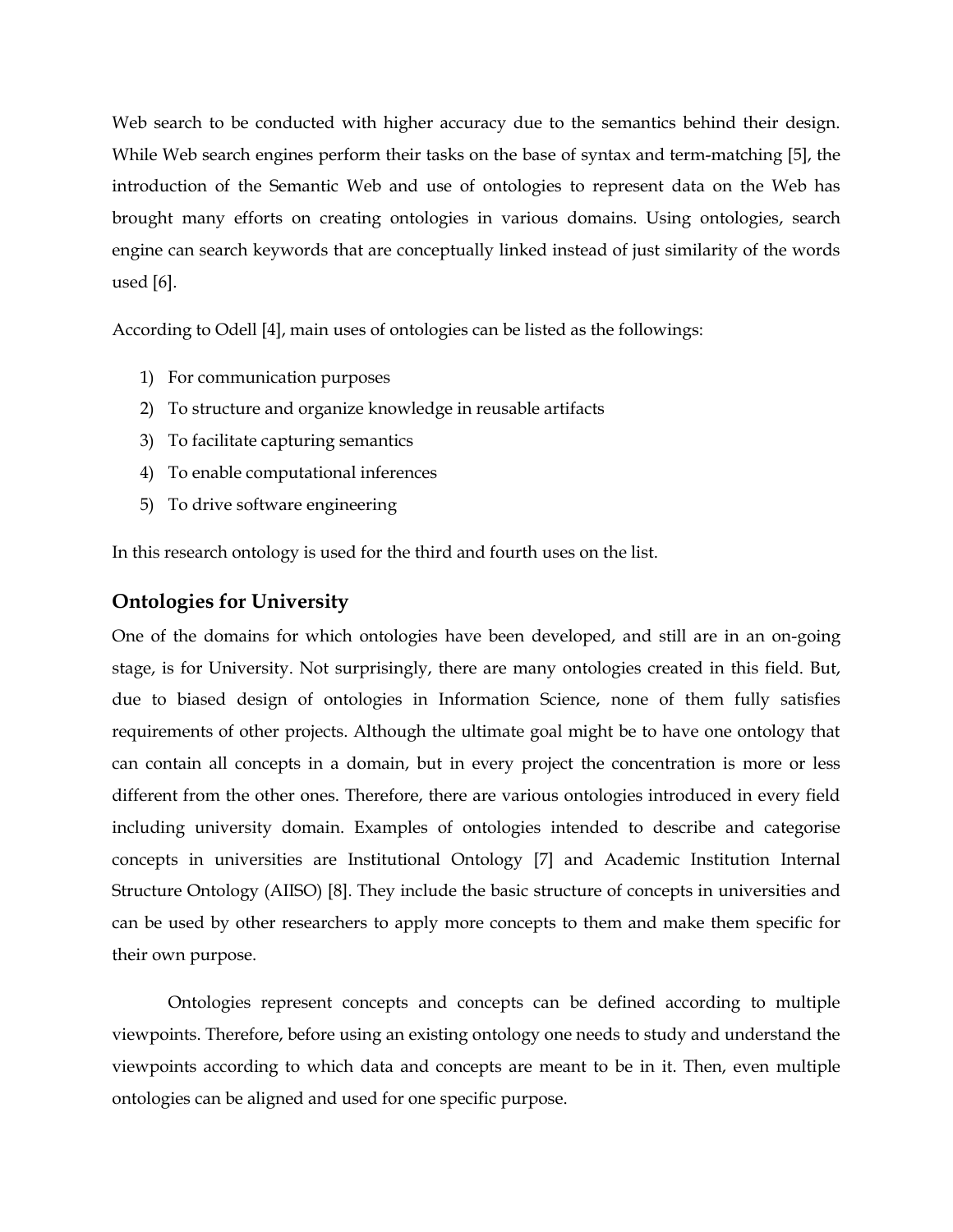Web search to be conducted with higher accuracy due to the semantics behind their design. While Web search engines perform their tasks on the base of syntax and term-matching [5], the introduction of the Semantic Web and use of ontologies to represent data on the Web has brought many efforts on creating ontologies in various domains. Using ontologies, search engine can search keywords that are conceptually linked instead of just similarity of the words used [6].

According to Odell [4], main uses of ontologies can be listed as the followings:

1) For communication purposes
2) To structure and organize knowledge in reusable artifacts
3) To facilitate capturing semantics
4) To enable computational inferences
5) To drive software engineering

In this research ontology is used for the third and fourth uses on the list.

## Ontologies for University

One of the domains for which ontologies have been developed, and still are in an on-going stage, is for University. Not surprisingly, there are many ontologies created in this field. But, due to biased design of ontologies in Information Science, none of them fully satisfies requirements of other projects. Although the ultimate goal might be to have one ontology that can contain all concepts in a domain, but in every project the concentration is more or less different from the other ones. Therefore, there are various ontologies introduced in every field including university domain. Examples of ontologies intended to describe and categorise concepts in universities are Institutional Ontology [7] and Academic Institution Internal Structure Ontology (AIISO) [8]. They include the basic structure of concepts in universities and can be used by other researchers to apply more concepts to them and make them specific for their own purpose.

Ontologies represent concepts and concepts can be defined according to multiple viewpoints. Therefore, before using an existing ontology one needs to study and understand the viewpoints according to which data and concepts are meant to be in it. Then, even multiple ontologies can be aligned and used for one specific purpose.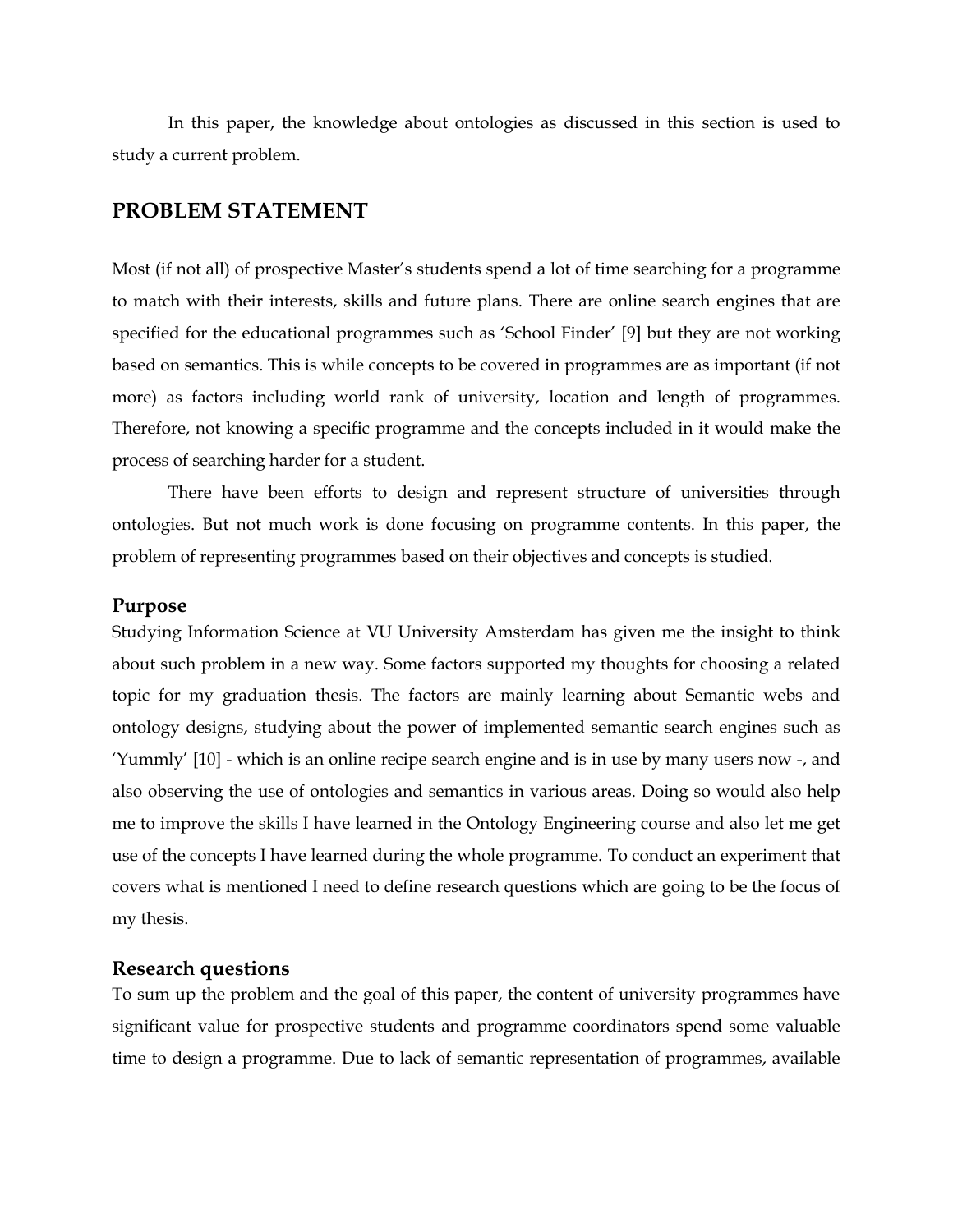In this paper, the knowledge about ontologies as discussed in this section is used to study a current problem.

## PROBLEM STATEMENT

Most (if not all) of prospective Master's students spend a lot of time searching for a programme to match with their interests, skills and future plans. There are online search engines that are specified for the educational programmes such as 'School Finder' [9] but they are not working based on semantics. This is while concepts to be covered in programmes are as important (if not more) as factors including world rank of university, location and length of programmes. Therefore, not knowing a specific programme and the concepts included in it would make the process of searching harder for a student.

There have been efforts to design and represent structure of universities through ontologies. But not much work is done focusing on programme contents. In this paper, the problem of representing programmes based on their objectives and concepts is studied.

### Purpose

Studying Information Science at VU University Amsterdam has given me the insight to think about such problem in a new way. Some factors supported my thoughts for choosing a related topic for my graduation thesis. The factors are mainly learning about Semantic webs and ontology designs, studying about the power of implemented semantic search engines such as 'Yummly' [10] - which is an online recipe search engine and is in use by many users now -, and also observing the use of ontologies and semantics in various areas. Doing so would also help me to improve the skills I have learned in the Ontology Engineering course and also let me get use of the concepts I have learned during the whole programme. To conduct an experiment that covers what is mentioned I need to define research questions which are going to be the focus of my thesis.

### Research questions

To sum up the problem and the goal of this paper, the content of university programmes have significant value for prospective students and programme coordinators spend some valuable time to design a programme. Due to lack of semantic representation of programmes, available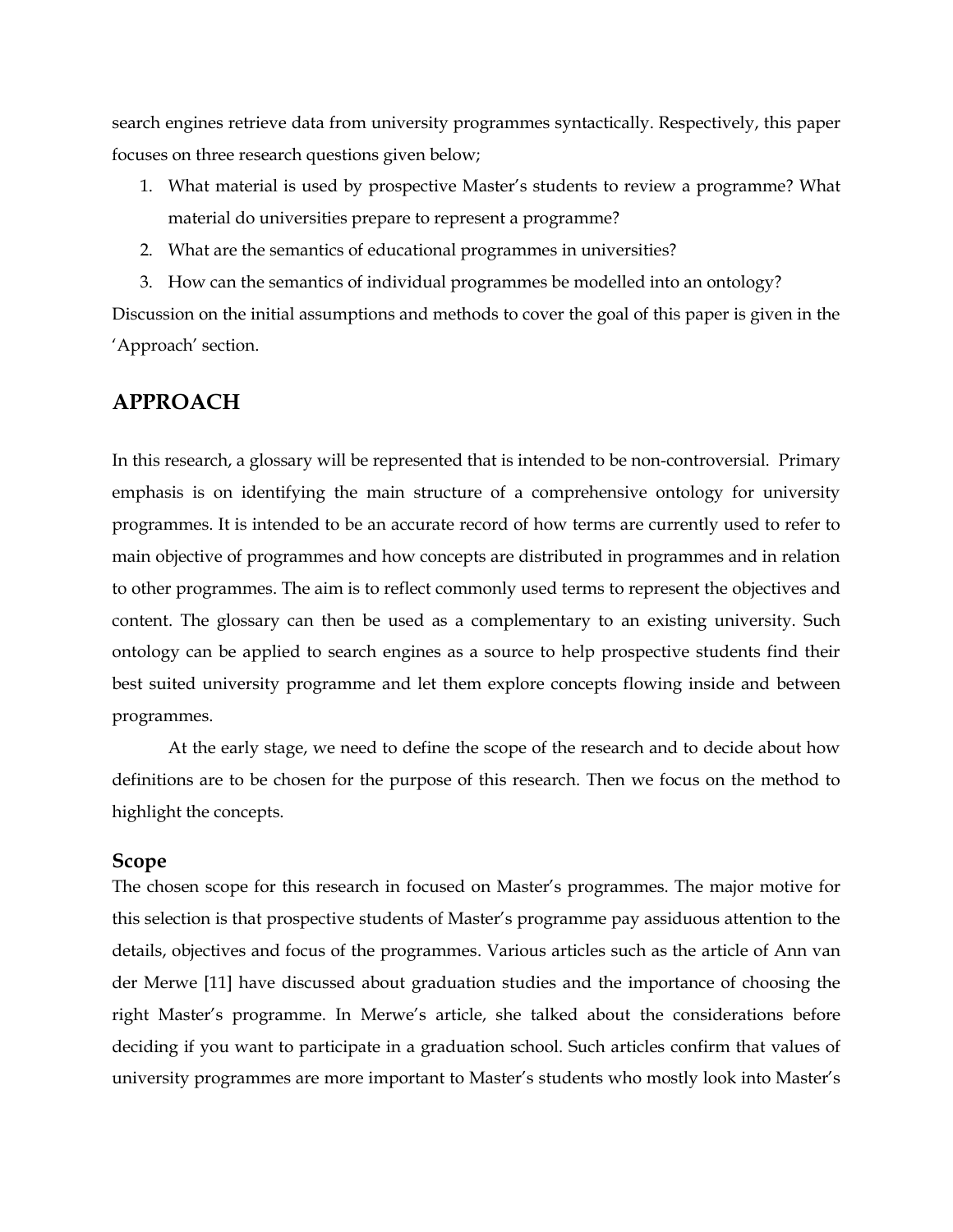search engines retrieve data from university programmes syntactically. Respectively, this paper focuses on three research questions given below;

1. What material is used by prospective Master's students to review a programme? What material do universities prepare to represent a programme?
2. What are the semantics of educational programmes in universities?
3. How can the semantics of individual programmes be modelled into an ontology?

Discussion on the initial assumptions and methods to cover the goal of this paper is given in the 'Approach' section.

## APPROACH

In this research, a glossary will be represented that is intended to be non-controversial. Primary emphasis is on identifying the main structure of a comprehensive ontology for university programmes. It is intended to be an accurate record of how terms are currently used to refer to main objective of programmes and how concepts are distributed in programmes and in relation to other programmes. The aim is to reflect commonly used terms to represent the objectives and content. The glossary can then be used as a complementary to an existing university. Such ontology can be applied to search engines as a source to help prospective students find their best suited university programme and let them explore concepts flowing inside and between programmes.

At the early stage, we need to define the scope of the research and to decide about how definitions are to be chosen for the purpose of this research. Then we focus on the method to highlight the concepts.

### Scope

The chosen scope for this research in focused on Master's programmes. The major motive for this selection is that prospective students of Master's programme pay assiduous attention to the details, objectives and focus of the programmes. Various articles such as the article of Ann van der Merwe [11] have discussed about graduation studies and the importance of choosing the right Master's programme. In Merwe's article, she talked about the considerations before deciding if you want to participate in a graduation school. Such articles confirm that values of university programmes are more important to Master's students who mostly look into Master's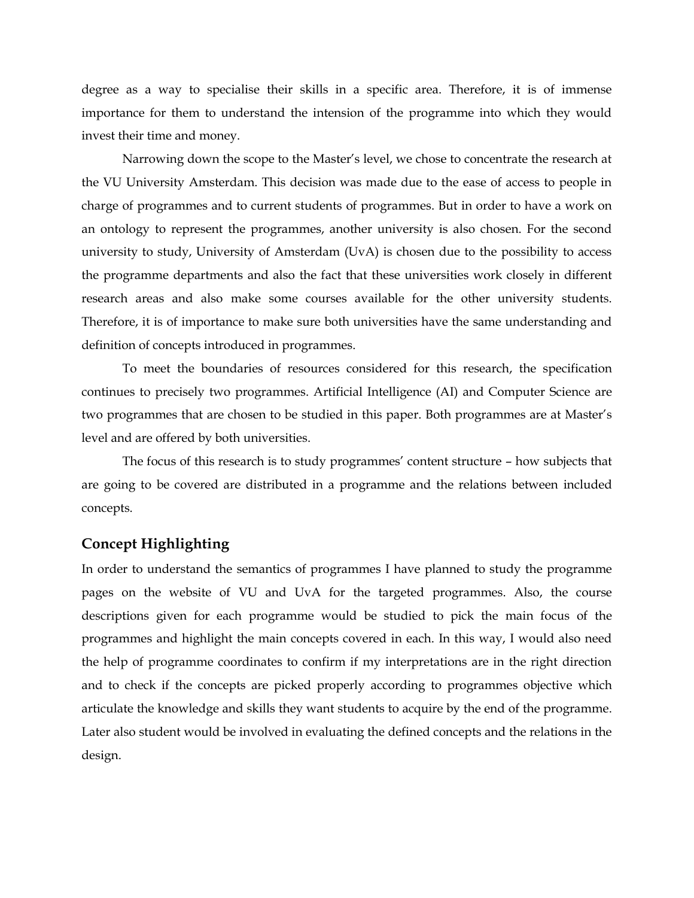degree as a way to specialise their skills in a specific area. Therefore, it is of immense importance for them to understand the intension of the programme into which they would invest their time and money.

Narrowing down the scope to the Master's level, we chose to concentrate the research at the VU University Amsterdam. This decision was made due to the ease of access to people in charge of programmes and to current students of programmes. But in order to have a work on an ontology to represent the programmes, another university is also chosen. For the second university to study, University of Amsterdam (UvA) is chosen due to the possibility to access the programme departments and also the fact that these universities work closely in different research areas and also make some courses available for the other university students. Therefore, it is of importance to make sure both universities have the same understanding and definition of concepts introduced in programmes.

To meet the boundaries of resources considered for this research, the specification continues to precisely two programmes. Artificial Intelligence (AI) and Computer Science are two programmes that are chosen to be studied in this paper. Both programmes are at Master's level and are offered by both universities.

The focus of this research is to study programmes' content structure – how subjects that are going to be covered are distributed in a programme and the relations between included concepts.

## Concept Highlighting

In order to understand the semantics of programmes I have planned to study the programme pages on the website of VU and UvA for the targeted programmes. Also, the course descriptions given for each programme would be studied to pick the main focus of the programmes and highlight the main concepts covered in each. In this way, I would also need the help of programme coordinates to confirm if my interpretations are in the right direction and to check if the concepts are picked properly according to programmes objective which articulate the knowledge and skills they want students to acquire by the end of the programme. Later also student would be involved in evaluating the defined concepts and the relations in the design.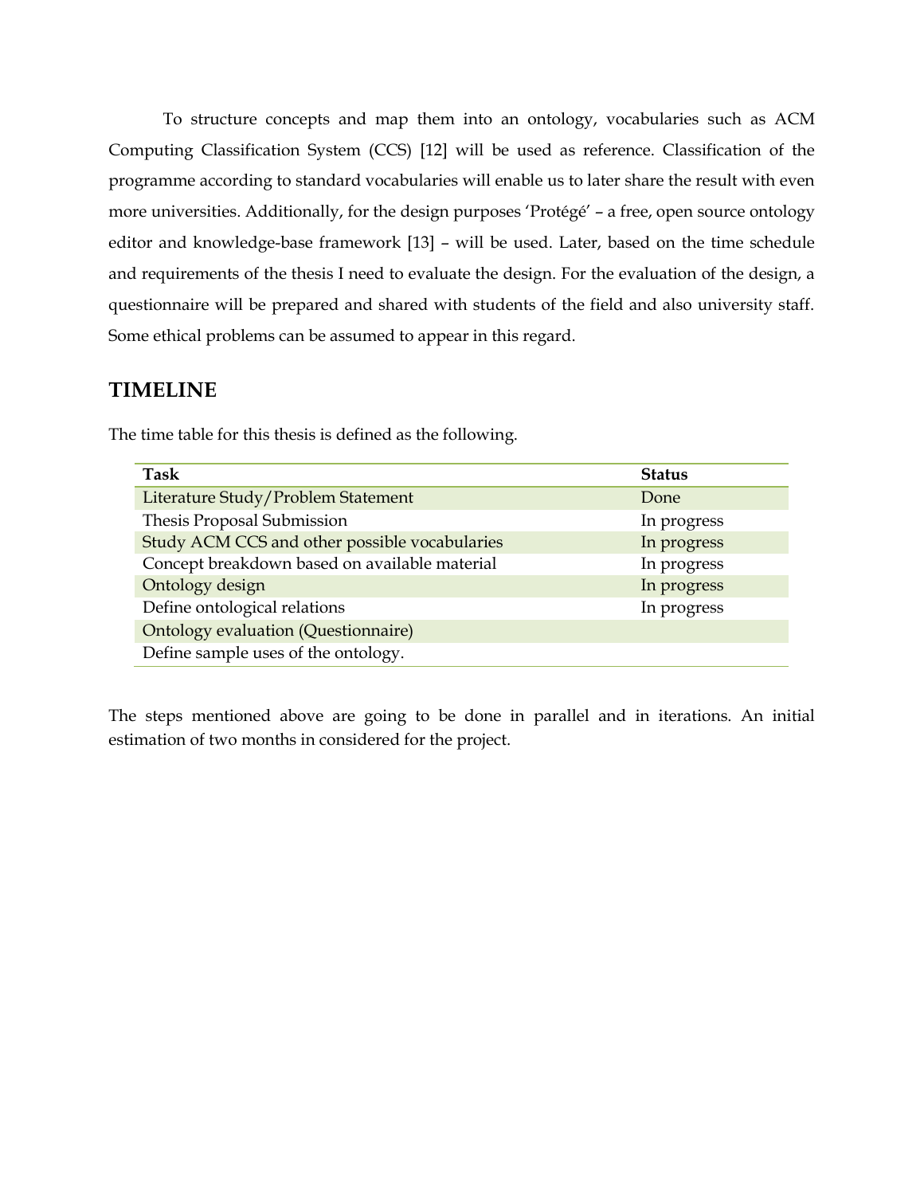To structure concepts and map them into an ontology, vocabularies such as ACM Computing Classification System (CCS) [12] will be used as reference. Classification of the programme according to standard vocabularies will enable us to later share the result with even more universities. Additionally, for the design purposes 'Protégé' – a free, open source ontology editor and knowledge-base framework [13] – will be used. Later, based on the time schedule and requirements of the thesis I need to evaluate the design. For the evaluation of the design, a questionnaire will be prepared and shared with students of the field and also university staff. Some ethical problems can be assumed to appear in this regard.

## TIMELINE

The time table for this thesis is defined as the following.

| Task | Status |
|---|---|
| Literature Study/Problem Statement | Done |
| Thesis Proposal Submission | In progress |
| Study ACM CCS and other possible vocabularies | In progress |
| Concept breakdown based on available material | In progress |
| Ontology design | In progress |
| Define ontological relations | In progress |
| Ontology evaluation (Questionnaire) | |
| Define sample uses of the ontology. | |

The steps mentioned above are going to be done in parallel and in iterations. An initial estimation of two months in considered for the project.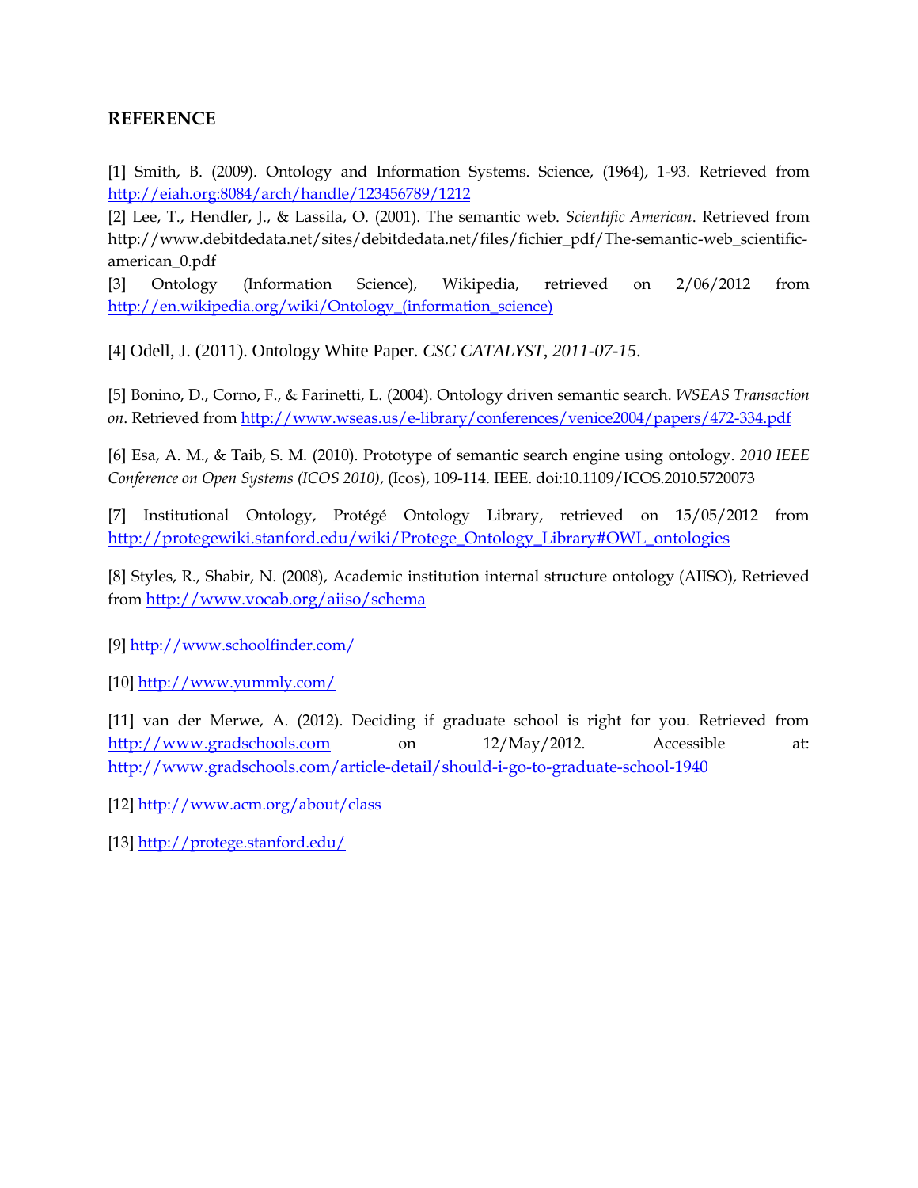## REFERENCE

[1] Smith, B. (2009). Ontology and Information Systems. Science, (1964), 1-93. Retrieved from http://eiah.org:8084/arch/handle/123456789/1212

[2] Lee, T., Hendler, J., & Lassila, O. (2001). The semantic web. *Scientific American*. Retrieved from http://www.debitdedata.net/sites/debitdedata.net/files/fichier_pdf/The-semantic-web_scientific-american_0.pdf

[3] Ontology (Information Science), Wikipedia, retrieved on 2/06/2012 from http://en.wikipedia.org/wiki/Ontology_(information_science)

[4] Odell, J. (2011). Ontology White Paper. *CSC CATALYST*, *2011-07-15*.

[5] Bonino, D., Corno, F., & Farinetti, L. (2004). Ontology driven semantic search. *WSEAS Transaction on*. Retrieved from http://www.wseas.us/e-library/conferences/venice2004/papers/472-334.pdf

[6] Esa, A. M., & Taib, S. M. (2010). Prototype of semantic search engine using ontology. *2010 IEEE Conference on Open Systems (ICOS 2010)*, (Icos), 109-114. IEEE. doi:10.1109/ICOS.2010.5720073

[7] Institutional Ontology, Protégé Ontology Library, retrieved on 15/05/2012 from http://protegewiki.stanford.edu/wiki/Protege_Ontology_Library#OWL_ontologies

[8] Styles, R., Shabir, N. (2008), Academic institution internal structure ontology (AIISO), Retrieved from http://www.vocab.org/aiiso/schema

[9] http://www.schoolfinder.com/

[10] http://www.yummly.com/

[11] van der Merwe, A. (2012). Deciding if graduate school is right for you. Retrieved from http://www.gradschools.com on 12/May/2012. Accessible at: http://www.gradschools.com/article-detail/should-i-go-to-graduate-school-1940

[12] http://www.acm.org/about/class

[13] http://protege.stanford.edu/